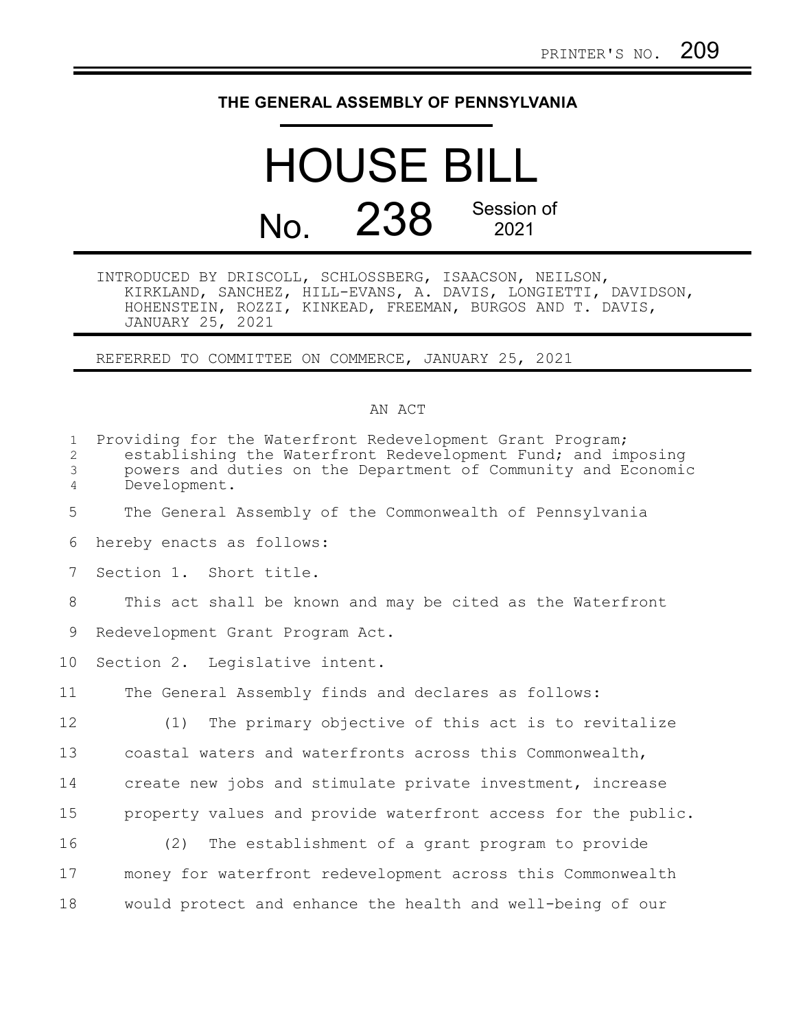PRINTER'S NO. 209

# THE GENERAL ASSEMBLY OF PENNSYLVANIA

# HOUSE BILL

## No. 238 Session of 2021

INTRODUCED BY DRISCOLL, SCHLOSSBERG, ISAACSON, NEILSON, KIRKLAND, SANCHEZ, HILL-EVANS, A. DAVIS, LONGIETTI, DAVIDSON, HOHENSTEIN, ROZZI, KINKEAD, FREEMAN, BURGOS AND T. DAVIS, JANUARY 25, 2021

REFERRED TO COMMITTEE ON COMMERCE, JANUARY 25, 2021

AN ACT

Providing for the Waterfront Redevelopment Grant Program; establishing the Waterfront Redevelopment Fund; and imposing powers and duties on the Department of Community and Economic Development.

The General Assembly of the Commonwealth of Pennsylvania hereby enacts as follows:

Section 1. Short title.

This act shall be known and may be cited as the Waterfront Redevelopment Grant Program Act.

Section 2. Legislative intent.

The General Assembly finds and declares as follows:

(1) The primary objective of this act is to revitalize coastal waters and waterfronts across this Commonwealth, create new jobs and stimulate private investment, increase property values and provide waterfront access for the public.

(2) The establishment of a grant program to provide money for waterfront redevelopment across this Commonwealth would protect and enhance the health and well-being of our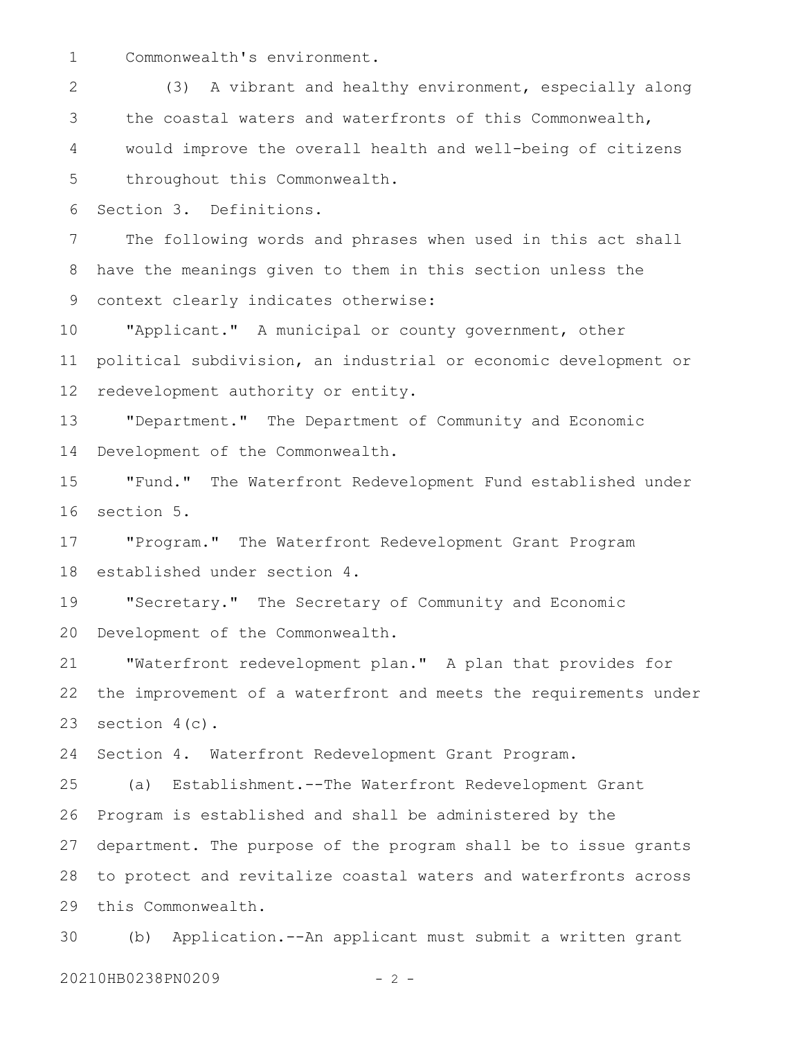Commonwealth's environment.

(3) A vibrant and healthy environment, especially along the coastal waters and waterfronts of this Commonwealth, would improve the overall health and well-being of citizens throughout this Commonwealth.

Section 3. Definitions.

The following words and phrases when used in this act shall have the meanings given to them in this section unless the context clearly indicates otherwise:

"Applicant." A municipal or county government, other political subdivision, an industrial or economic development or redevelopment authority or entity.

"Department." The Department of Community and Economic Development of the Commonwealth.

"Fund." The Waterfront Redevelopment Fund established under section 5.

"Program." The Waterfront Redevelopment Grant Program established under section 4.

"Secretary." The Secretary of Community and Economic Development of the Commonwealth.

"Waterfront redevelopment plan." A plan that provides for the improvement of a waterfront and meets the requirements under section 4(c).

Section 4. Waterfront Redevelopment Grant Program.

(a) Establishment.--The Waterfront Redevelopment Grant Program is established and shall be administered by the department. The purpose of the program shall be to issue grants to protect and revitalize coastal waters and waterfronts across this Commonwealth.

(b) Application.--An applicant must submit a written grant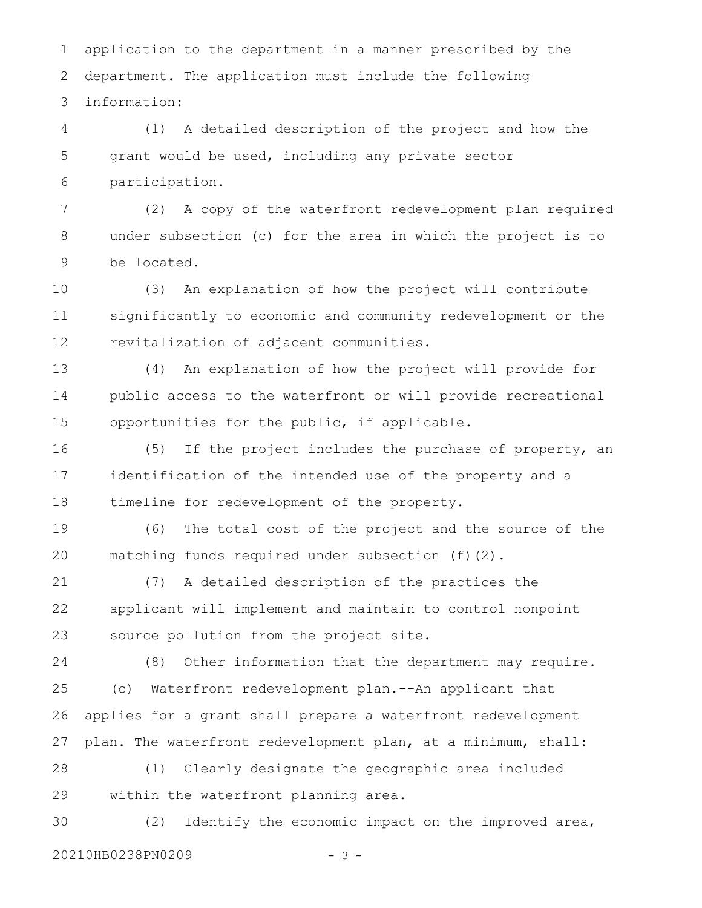application to the department in a manner prescribed by the department. The application must include the following information:

(1) A detailed description of the project and how the grant would be used, including any private sector participation.

(2) A copy of the waterfront redevelopment plan required under subsection (c) for the area in which the project is to be located.

(3) An explanation of how the project will contribute significantly to economic and community redevelopment or the revitalization of adjacent communities.

(4) An explanation of how the project will provide for public access to the waterfront or will provide recreational opportunities for the public, if applicable.

(5) If the project includes the purchase of property, an identification of the intended use of the property and a timeline for redevelopment of the property.

(6) The total cost of the project and the source of the matching funds required under subsection (f)(2).

(7) A detailed description of the practices the applicant will implement and maintain to control nonpoint source pollution from the project site.

(8) Other information that the department may require.

(c) Waterfront redevelopment plan.--An applicant that applies for a grant shall prepare a waterfront redevelopment plan. The waterfront redevelopment plan, at a minimum, shall:

(1) Clearly designate the geographic area included within the waterfront planning area.

(2) Identify the economic impact on the improved area,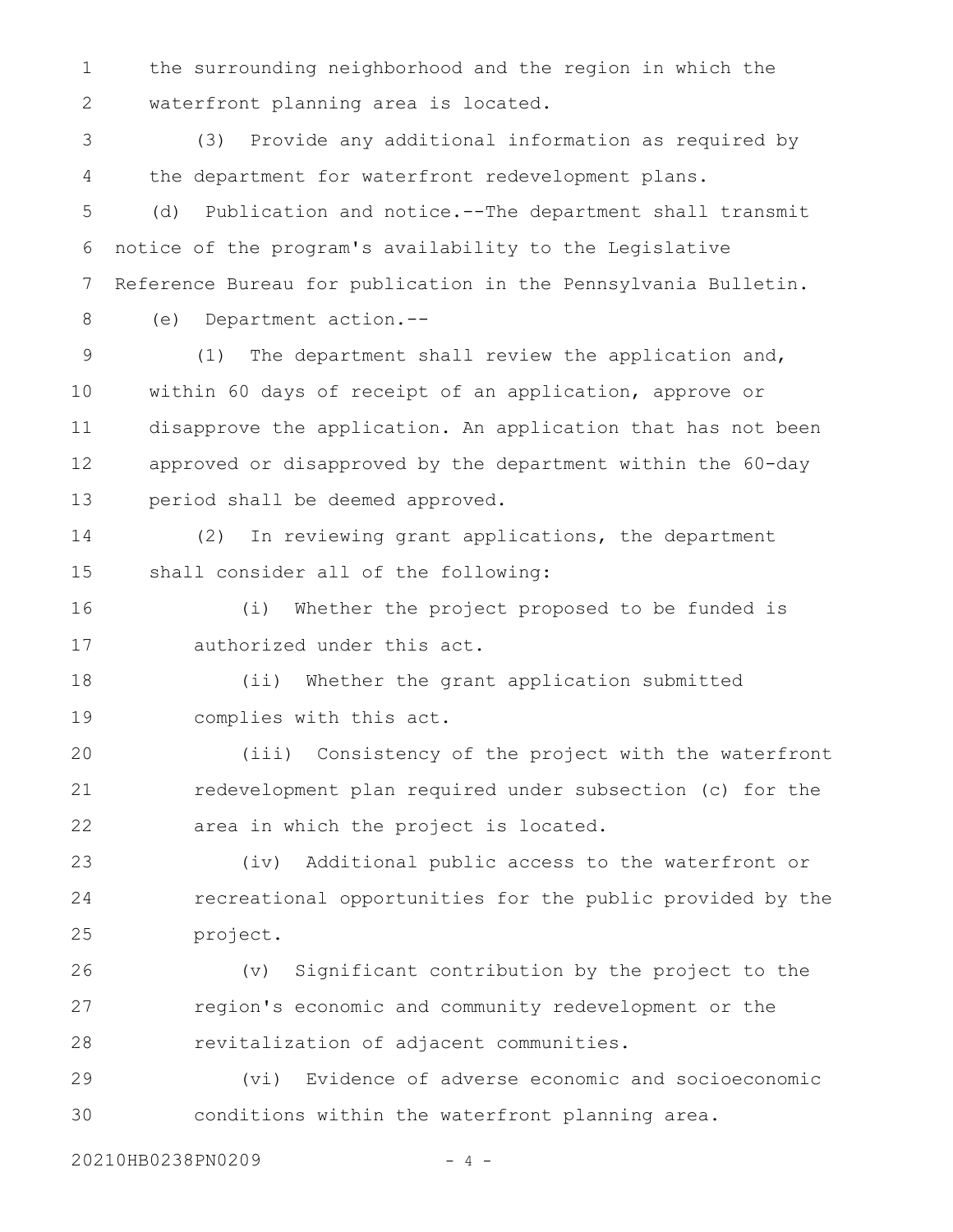the surrounding neighborhood and the region in which the waterfront planning area is located.

(3) Provide any additional information as required by the department for waterfront redevelopment plans.

(d) Publication and notice.--The department shall transmit notice of the program's availability to the Legislative Reference Bureau for publication in the Pennsylvania Bulletin.

(e) Department action.--

(1) The department shall review the application and, within 60 days of receipt of an application, approve or disapprove the application. An application that has not been approved or disapproved by the department within the 60-day period shall be deemed approved.

(2) In reviewing grant applications, the department shall consider all of the following:

(i) Whether the project proposed to be funded is authorized under this act.

(ii) Whether the grant application submitted complies with this act.

(iii) Consistency of the project with the waterfront redevelopment plan required under subsection (c) for the area in which the project is located.

(iv) Additional public access to the waterfront or recreational opportunities for the public provided by the project.

(v) Significant contribution by the project to the region's economic and community redevelopment or the revitalization of adjacent communities.

(vi) Evidence of adverse economic and socioeconomic conditions within the waterfront planning area.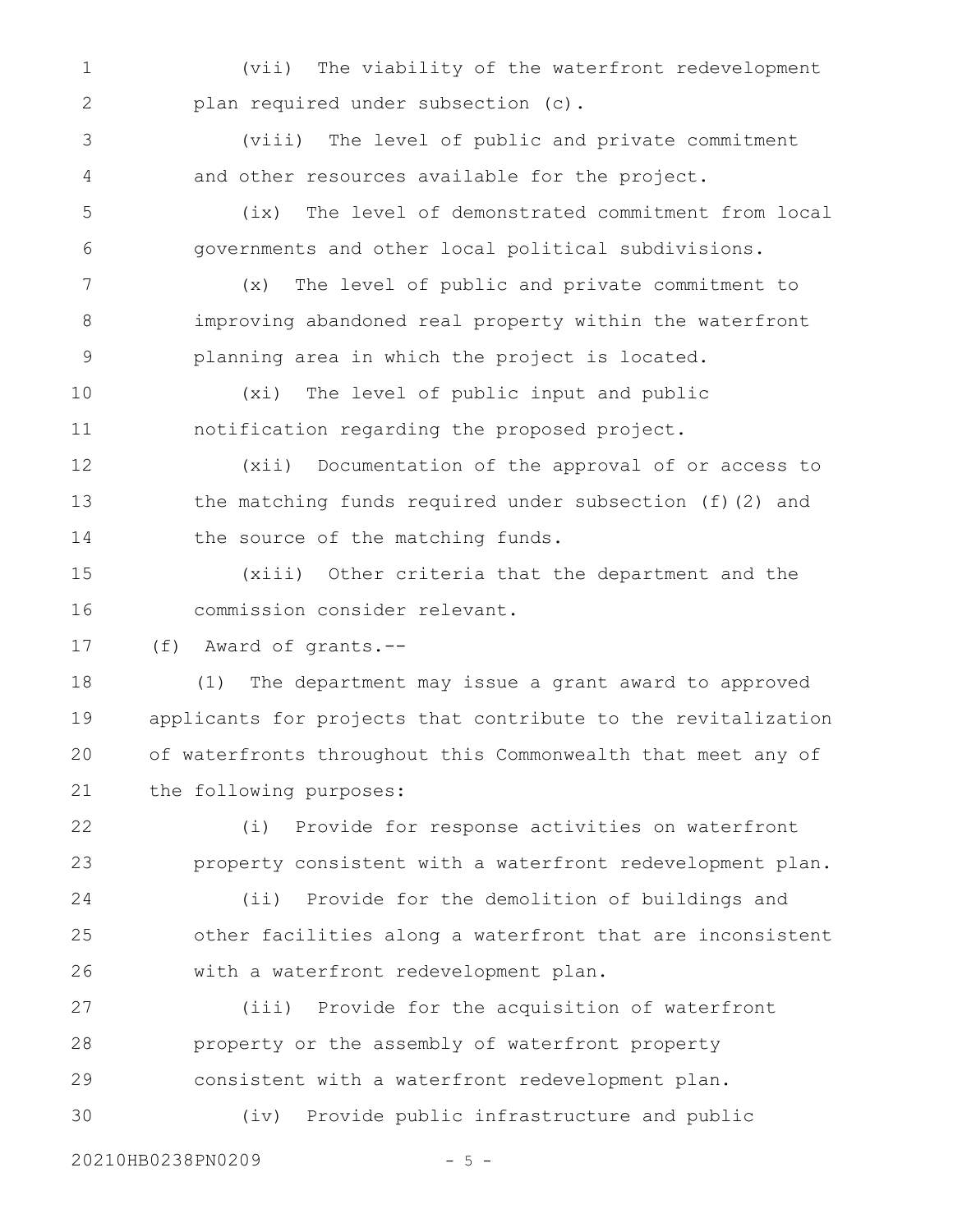(vii) The viability of the waterfront redevelopment plan required under subsection (c).

(viii) The level of public and private commitment and other resources available for the project.

(ix) The level of demonstrated commitment from local governments and other local political subdivisions.

(x) The level of public and private commitment to improving abandoned real property within the waterfront planning area in which the project is located.

(xi) The level of public input and public notification regarding the proposed project.

(xii) Documentation of the approval of or access to the matching funds required under subsection (f)(2) and the source of the matching funds.

(xiii) Other criteria that the department and the commission consider relevant.

(f) Award of grants.--

(1) The department may issue a grant award to approved applicants for projects that contribute to the revitalization of waterfronts throughout this Commonwealth that meet any of the following purposes:

(i) Provide for response activities on waterfront property consistent with a waterfront redevelopment plan.

(ii) Provide for the demolition of buildings and other facilities along a waterfront that are inconsistent with a waterfront redevelopment plan.

(iii) Provide for the acquisition of waterfront property or the assembly of waterfront property consistent with a waterfront redevelopment plan.

(iv) Provide public infrastructure and public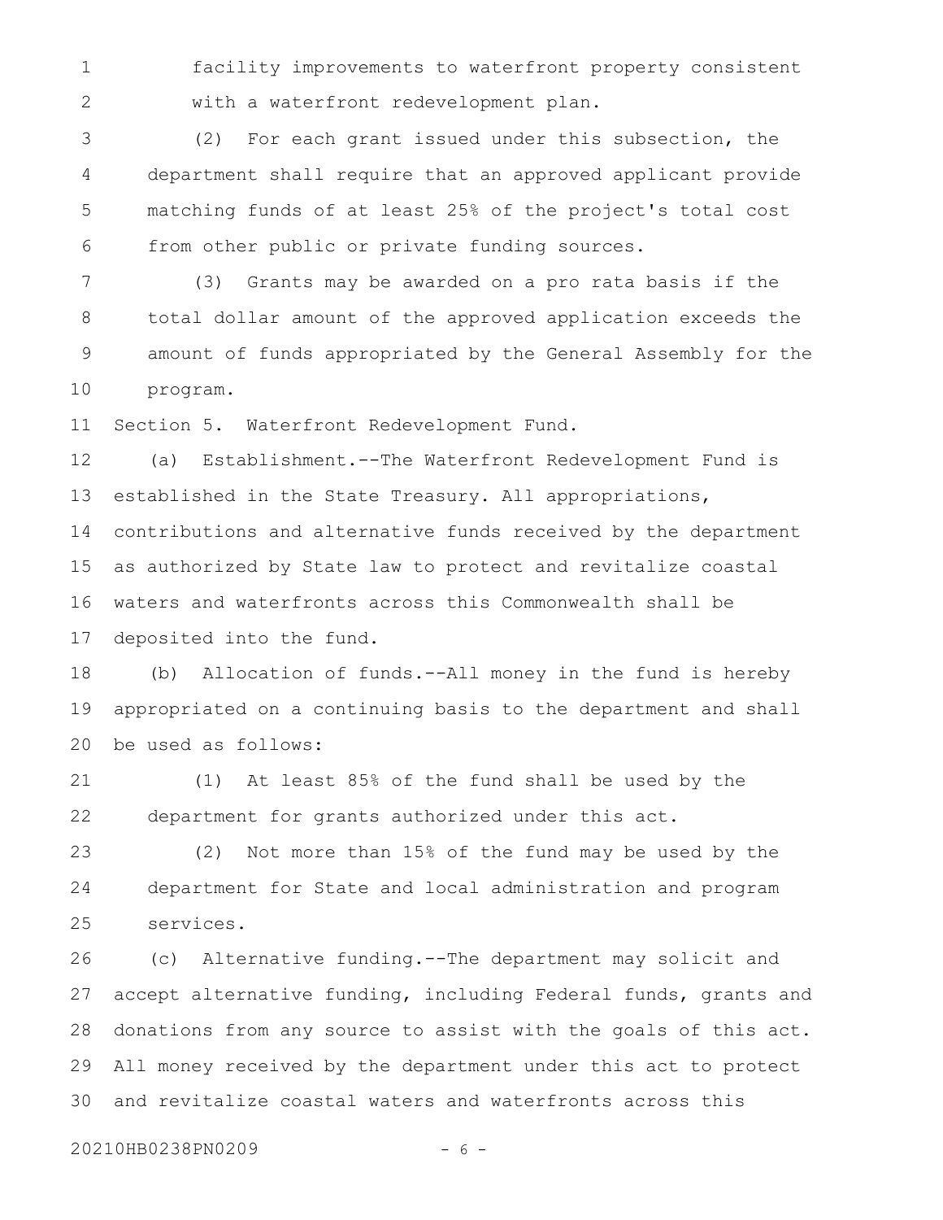facility improvements to waterfront property consistent with a waterfront redevelopment plan.

(2) For each grant issued under this subsection, the department shall require that an approved applicant provide matching funds of at least 25% of the project's total cost from other public or private funding sources.

(3) Grants may be awarded on a pro rata basis if the total dollar amount of the approved application exceeds the amount of funds appropriated by the General Assembly for the program.

Section 5. Waterfront Redevelopment Fund.

(a) Establishment.--The Waterfront Redevelopment Fund is established in the State Treasury. All appropriations, contributions and alternative funds received by the department as authorized by State law to protect and revitalize coastal waters and waterfronts across this Commonwealth shall be deposited into the fund.

(b) Allocation of funds.--All money in the fund is hereby appropriated on a continuing basis to the department and shall be used as follows:

(1) At least 85% of the fund shall be used by the department for grants authorized under this act.

(2) Not more than 15% of the fund may be used by the department for State and local administration and program services.

(c) Alternative funding.--The department may solicit and accept alternative funding, including Federal funds, grants and donations from any source to assist with the goals of this act. All money received by the department under this act to protect and revitalize coastal waters and waterfronts across this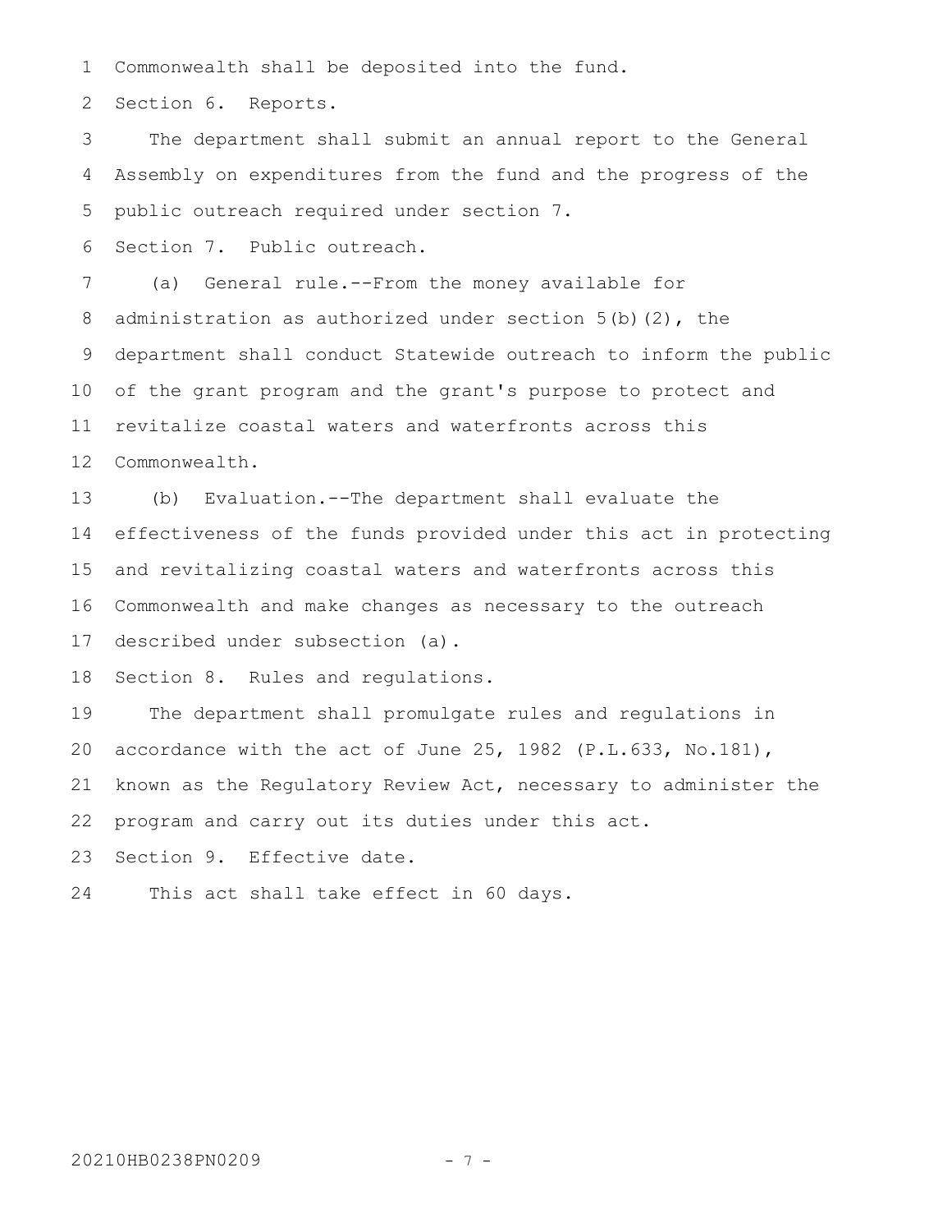Commonwealth shall be deposited into the fund.

Section 6. Reports.

The department shall submit an annual report to the General Assembly on expenditures from the fund and the progress of the public outreach required under section 7.

Section 7. Public outreach.

(a) General rule.--From the money available for administration as authorized under section 5(b)(2), the department shall conduct Statewide outreach to inform the public of the grant program and the grant's purpose to protect and revitalize coastal waters and waterfronts across this Commonwealth.

(b) Evaluation.--The department shall evaluate the effectiveness of the funds provided under this act in protecting and revitalizing coastal waters and waterfronts across this Commonwealth and make changes as necessary to the outreach described under subsection (a).

Section 8. Rules and regulations.

The department shall promulgate rules and regulations in accordance with the act of June 25, 1982 (P.L.633, No.181), known as the Regulatory Review Act, necessary to administer the program and carry out its duties under this act.

Section 9. Effective date.

This act shall take effect in 60 days.